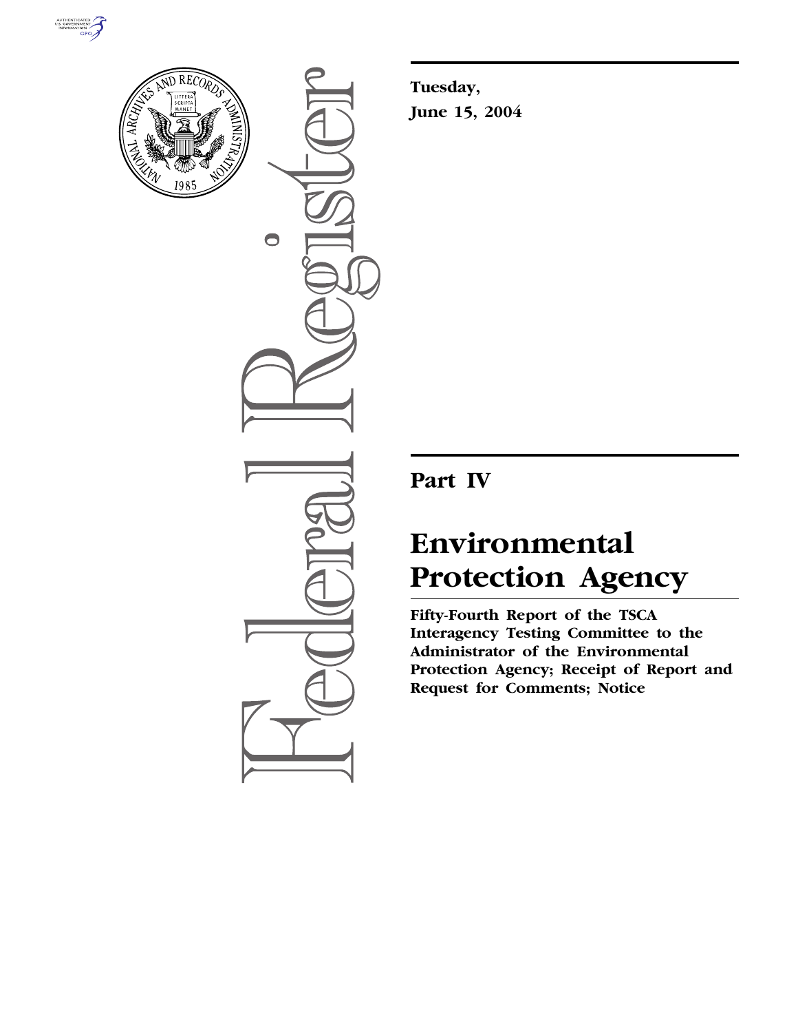**Tuesday,**

**June 15, 2004**

# Part IV

# Environmental Protection Agency

**Fifty-Fourth Report of the TSCA Interagency Testing Committee to the Administrator of the Environmental Protection Agency; Receipt of Report and Request for Comments; Notice**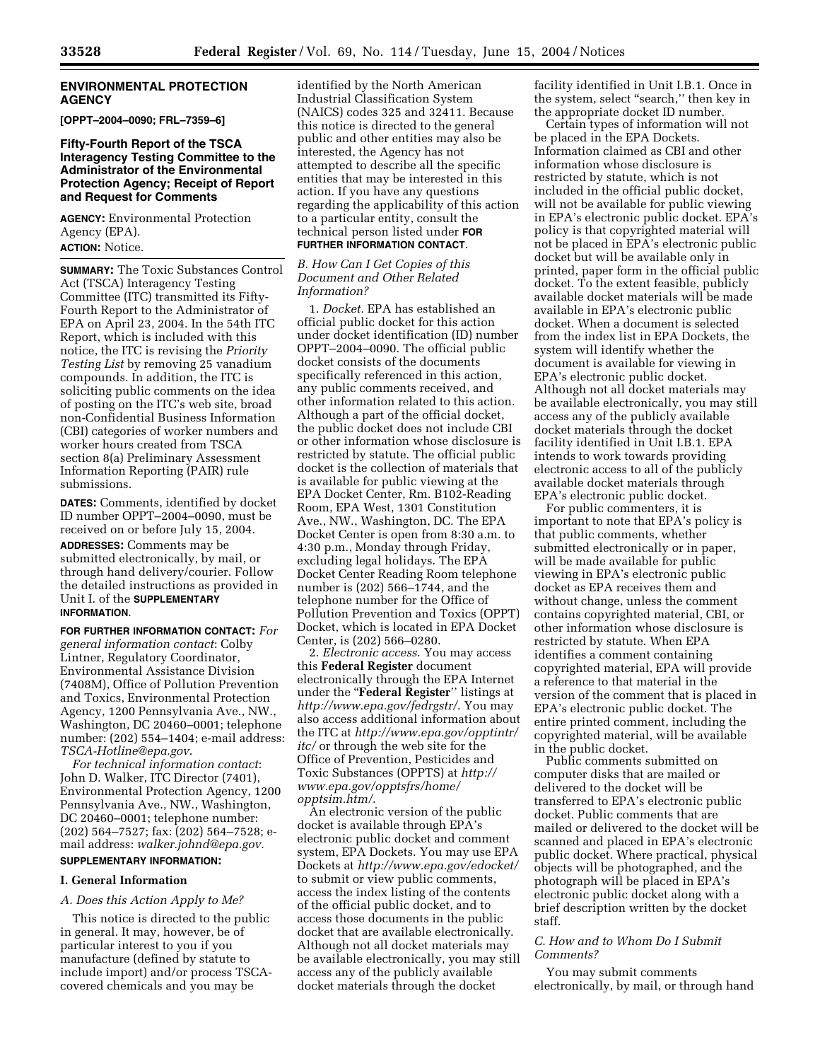## ENVIRONMENTAL PROTECTION AGENCY

**[OPPT–2004–0090; FRL–7359–6]**

### Fifty-Fourth Report of the TSCA Interagency Testing Committee to the Administrator of the Environmental Protection Agency; Receipt of Report and Request for Comments

**AGENCY:** Environmental Protection Agency (EPA).

**ACTION:** Notice.

**SUMMARY:** The Toxic Substances Control Act (TSCA) Interagency Testing Committee (ITC) transmitted its Fifty-Fourth Report to the Administrator of EPA on April 23, 2004. In the 54th ITC Report, which is included with this notice, the ITC is revising the *Priority Testing List* by removing 25 vanadium compounds. In addition, the ITC is soliciting public comments on the idea of posting on the ITC's web site, broad non-Confidential Business Information (CBI) categories of worker numbers and worker hours created from TSCA section 8(a) Preliminary Assessment Information Reporting (PAIR) rule submissions.

**DATES:** Comments, identified by docket ID number OPPT–2004–0090, must be received on or before July 15, 2004.

**ADDRESSES:** Comments may be submitted electronically, by mail, or through hand delivery/courier. Follow the detailed instructions as provided in Unit I. of the **SUPPLEMENTARY INFORMATION**.

**FOR FURTHER INFORMATION CONTACT:** *For general information contact*: Colby Lintner, Regulatory Coordinator, Environmental Assistance Division (7408M), Office of Pollution Prevention and Toxics, Environmental Protection Agency, 1200 Pennsylvania Ave., NW., Washington, DC 20460–0001; telephone number: (202) 554–1404; e-mail address: *TSCA-Hotline@epa.gov*.

*For technical information contact*: John D. Walker, ITC Director (7401), Environmental Protection Agency, 1200 Pennsylvania Ave., NW., Washington, DC 20460–0001; telephone number: (202) 564–7527; fax: (202) 564–7528; e-mail address: *walker.johnd@epa.gov*.

**SUPPLEMENTARY INFORMATION:**

### I. General Information

*A. Does this Action Apply to Me?*

This notice is directed to the public in general. It may, however, be of particular interest to you if you manufacture (defined by statute to include import) and/or process TSCA-covered chemicals and you may be identified by the North American Industrial Classification System (NAICS) codes 325 and 32411. Because this notice is directed to the general public and other entities may also be interested, the Agency has not attempted to describe all the specific entities that may be interested in this action. If you have any questions regarding the applicability of this action to a particular entity, consult the technical person listed under **FOR FURTHER INFORMATION CONTACT**.

*B. How Can I Get Copies of this Document and Other Related Information?*

1. *Docket*. EPA has established an official public docket for this action under docket identification (ID) number OPPT–2004–0090. The official public docket consists of the documents specifically referenced in this action, any public comments received, and other information related to this action. Although a part of the official docket, the public docket does not include CBI or other information whose disclosure is restricted by statute. The official public docket is the collection of materials that is available for public viewing at the EPA Docket Center, Rm. B102-Reading Room, EPA West, 1301 Constitution Ave., NW., Washington, DC. The EPA Docket Center is open from 8:30 a.m. to 4:30 p.m., Monday through Friday, excluding legal holidays. The EPA Docket Center Reading Room telephone number is (202) 566–1744, and the telephone number for the Office of Pollution Prevention and Toxics (OPPT) Docket, which is located in EPA Docket Center, is (202) 566–0280.

2. *Electronic access*. You may access this **Federal Register** document electronically through the EPA Internet under the "**Federal Register**" listings at *http://www.epa.gov/fedrgstr/*. You may also access additional information about the ITC at *http://www.epa.gov/opptintr/itc/* or through the web site for the Office of Prevention, Pesticides and Toxic Substances (OPPTS) at *http://www.epa.gov/opptsfrs/home/opptsim.htm/*.

An electronic version of the public docket is available through EPA's electronic public docket and comment system, EPA Dockets. You may use EPA Dockets at *http://www.epa.gov/edocket/* to submit or view public comments, access the index listing of the contents of the official public docket, and to access those documents in the public docket that are available electronically. Although not all docket materials may be available electronically, you may still access any of the publicly available docket materials through the docket facility identified in Unit I.B.1. Once in the system, select "search," then key in the appropriate docket ID number.

Certain types of information will not be placed in the EPA Dockets. Information claimed as CBI and other information whose disclosure is restricted by statute, which is not included in the official public docket, will not be available for public viewing in EPA's electronic public docket. EPA's policy is that copyrighted material will not be placed in EPA's electronic public docket but will be available only in printed, paper form in the official public docket. To the extent feasible, publicly available docket materials will be made available in EPA's electronic public docket. When a document is selected from the index list in EPA Dockets, the system will identify whether the document is available for viewing in EPA's electronic public docket. Although not all docket materials may be available electronically, you may still access any of the publicly available docket materials through the docket facility identified in Unit I.B.1. EPA intends to work towards providing electronic access to all of the publicly available docket materials through EPA's electronic public docket.

For public commenters, it is important to note that EPA's policy is that public comments, whether submitted electronically or in paper, will be made available for public viewing in EPA's electronic public docket as EPA receives them and without change, unless the comment contains copyrighted material, CBI, or other information whose disclosure is restricted by statute. When EPA identifies a comment containing copyrighted material, EPA will provide a reference to that material in the version of the comment that is placed in EPA's electronic public docket. The entire printed comment, including the copyrighted material, will be available in the public docket.

Public comments submitted on computer disks that are mailed or delivered to the docket will be transferred to EPA's electronic public docket. Public comments that are mailed or delivered to the docket will be scanned and placed in EPA's electronic public docket. Where practical, physical objects will be photographed, and the photograph will be placed in EPA's electronic public docket along with a brief description written by the docket staff.

*C. How and to Whom Do I Submit Comments?*

You may submit comments electronically, by mail, or through hand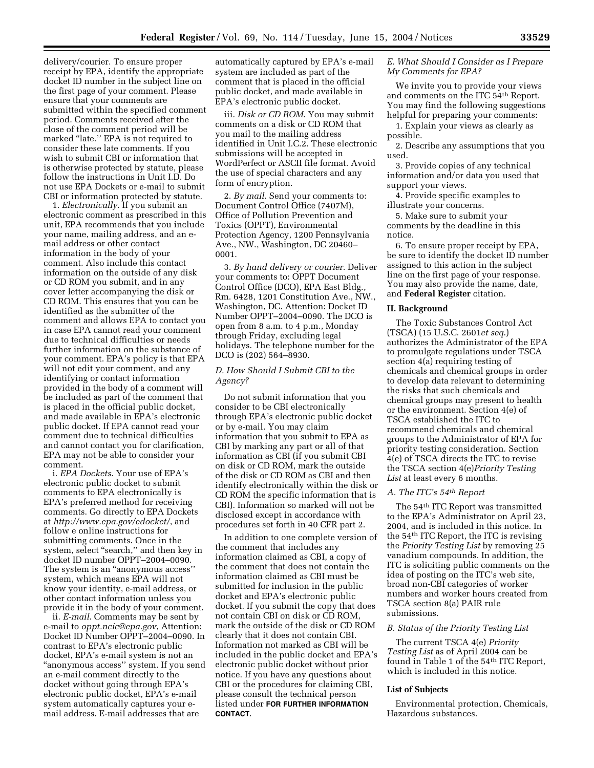delivery/courier. To ensure proper receipt by EPA, identify the appropriate docket ID number in the subject line on the first page of your comment. Please ensure that your comments are submitted within the specified comment period. Comments received after the close of the comment period will be marked "late.'' EPA is not required to consider these late comments. If you wish to submit CBI or information that is otherwise protected by statute, please follow the instructions in Unit I.D. Do not use EPA Dockets or e-mail to submit CBI or information protected by statute.

1. *Electronically*. If you submit an electronic comment as prescribed in this unit, EPA recommends that you include your name, mailing address, and an e-mail address or other contact information in the body of your comment. Also include this contact information on the outside of any disk or CD ROM you submit, and in any cover letter accompanying the disk or CD ROM. This ensures that you can be identified as the submitter of the comment and allows EPA to contact you in case EPA cannot read your comment due to technical difficulties or needs further information on the substance of your comment. EPA's policy is that EPA will not edit your comment, and any identifying or contact information provided in the body of a comment will be included as part of the comment that is placed in the official public docket, and made available in EPA's electronic public docket. If EPA cannot read your comment due to technical difficulties and cannot contact you for clarification, EPA may not be able to consider your comment.

i. *EPA Dockets*. Your use of EPA's electronic public docket to submit comments to EPA electronically is EPA's preferred method for receiving comments. Go directly to EPA Dockets at *http://www.epa.gov/edocket/*, and follow e online instructions for submitting comments. Once in the system, select "search,'' and then key in docket ID number OPPT–2004–0090. The system is an "anonymous access'' system, which means EPA will not know your identity, e-mail address, or other contact information unless you provide it in the body of your comment.

ii. *E-mail*. Comments may be sent by e-mail to *oppt.ncic@epa.gov*, Attention: Docket ID Number OPPT–2004–0090. In contrast to EPA's electronic public docket, EPA's e-mail system is not an "anonymous access'' system. If you send an e-mail comment directly to the docket without going through EPA's electronic public docket, EPA's e-mail system automatically captures your e-mail address. E-mail addresses that are automatically captured by EPA's e-mail system are included as part of the comment that is placed in the official public docket, and made available in EPA's electronic public docket.

iii. *Disk or CD ROM*. You may submit comments on a disk or CD ROM that you mail to the mailing address identified in Unit I.C.2. These electronic submissions will be accepted in WordPerfect or ASCII file format. Avoid the use of special characters and any form of encryption.

2. *By mail*. Send your comments to: Document Control Office (7407M), Office of Pollution Prevention and Toxics (OPPT), Environmental Protection Agency, 1200 Pennsylvania Ave., NW., Washington, DC 20460–0001.

3. *By hand delivery or courier*. Deliver your comments to: OPPT Document Control Office (DCO), EPA East Bldg., Rm. 6428, 1201 Constitution Ave., NW., Washington, DC. Attention: Docket ID Number OPPT–2004–0090. The DCO is open from 8 a.m. to 4 p.m., Monday through Friday, excluding legal holidays. The telephone number for the DCO is (202) 564–8930.

### *D. How Should I Submit CBI to the Agency?*

Do not submit information that you consider to be CBI electronically through EPA's electronic public docket or by e-mail. You may claim information that you submit to EPA as CBI by marking any part or all of that information as CBI (if you submit CBI on disk or CD ROM, mark the outside of the disk or CD ROM as CBI and then identify electronically within the disk or CD ROM the specific information that is CBI). Information so marked will not be disclosed except in accordance with procedures set forth in 40 CFR part 2.

In addition to one complete version of the comment that includes any information claimed as CBI, a copy of the comment that does not contain the information claimed as CBI must be submitted for inclusion in the public docket and EPA's electronic public docket. If you submit the copy that does not contain CBI on disk or CD ROM, mark the outside of the disk or CD ROM clearly that it does not contain CBI. Information not marked as CBI will be included in the public docket and EPA's electronic public docket without prior notice. If you have any questions about CBI or the procedures for claiming CBI, please consult the technical person listed under **FOR FURTHER INFORMATION CONTACT**.

### *E. What Should I Consider as I Prepare My Comments for EPA?*

We invite you to provide your views and comments on the ITC 54th Report. You may find the following suggestions helpful for preparing your comments:

1. Explain your views as clearly as possible.

2. Describe any assumptions that you used.

3. Provide copies of any technical information and/or data you used that support your views.

4. Provide specific examples to illustrate your concerns.

5. Make sure to submit your comments by the deadline in this notice.

6. To ensure proper receipt by EPA, be sure to identify the docket ID number assigned to this action in the subject line on the first page of your response. You may also provide the name, date, and **Federal Register** citation.

## II. Background

The Toxic Substances Control Act (TSCA) (15 U.S.C. 2601*et seq.*) authorizes the Administrator of the EPA to promulgate regulations under TSCA section 4(a) requiring testing of chemicals and chemical groups in order to develop data relevant to determining the risks that such chemicals and chemical groups may present to health or the environment. Section 4(e) of TSCA established the ITC to recommend chemicals and chemical groups to the Administrator of EPA for priority testing consideration. Section 4(e) of TSCA directs the ITC to revise the TSCA section 4(e)*Priority Testing List* at least every 6 months.

### *A. The ITC's 54th Report*

The 54th ITC Report was transmitted to the EPA's Administrator on April 23, 2004, and is included in this notice. In the 54th ITC Report, the ITC is revising the *Priority Testing List* by removing 25 vanadium compounds. In addition, the ITC is soliciting public comments on the idea of posting on the ITC's web site, broad non-CBI categories of worker numbers and worker hours created from TSCA section 8(a) PAIR rule submissions.

### *B. Status of the Priority Testing List*

The current TSCA 4(e) *Priority Testing List* as of April 2004 can be found in Table 1 of the 54th ITC Report, which is included in this notice.

## List of Subjects

Environmental protection, Chemicals, Hazardous substances.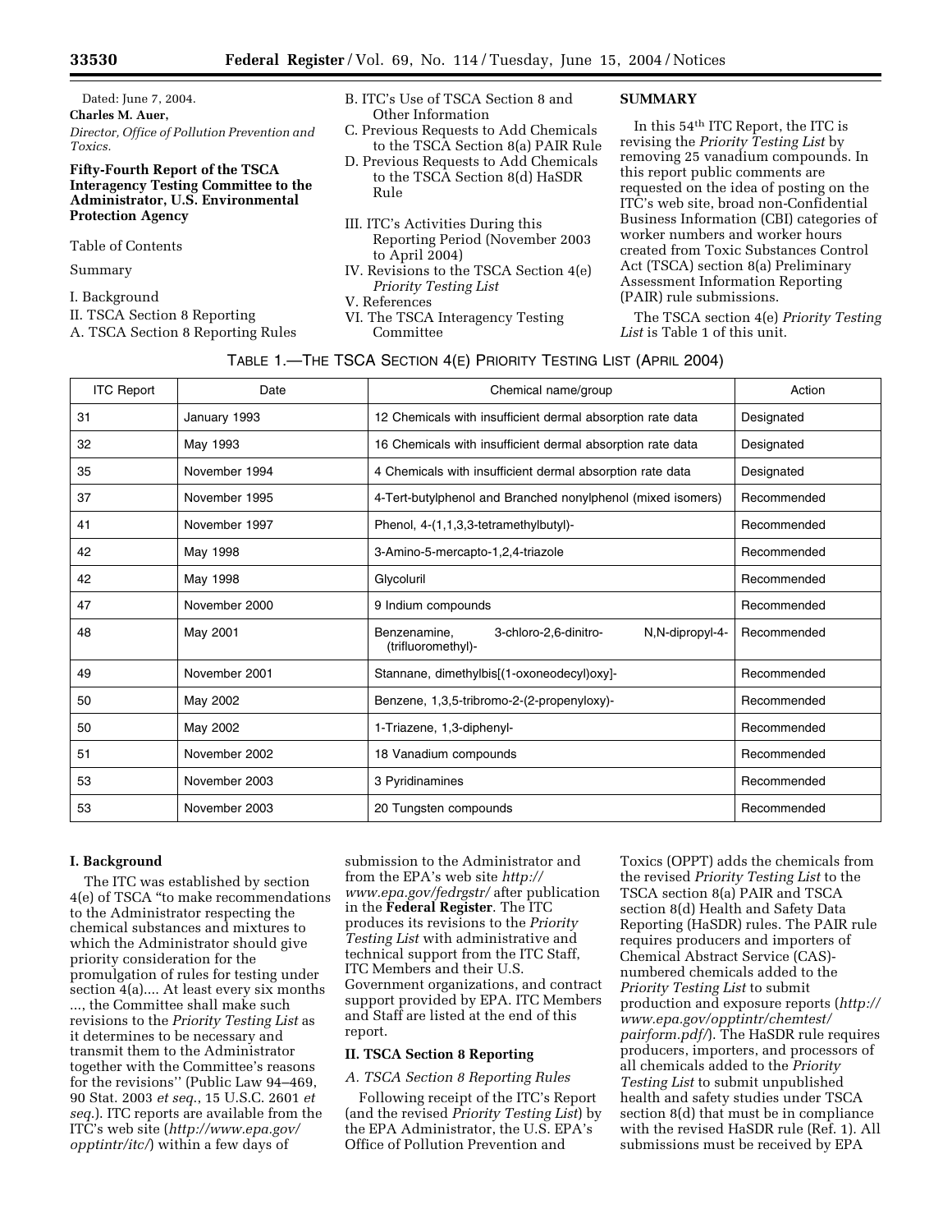Dated: June 7, 2004.

**Charles M. Auer,**

*Director, Office of Pollution Prevention and Toxics.*

## Fifty-Fourth Report of the TSCA Interagency Testing Committee to the Administrator, U.S. Environmental Protection Agency

Table of Contents

Summary

I. Background

II. TSCA Section 8 Reporting

A. TSCA Section 8 Reporting Rules

B. ITC's Use of TSCA Section 8 and Other Information

C. Previous Requests to Add Chemicals to the TSCA Section 8(a) PAIR Rule

D. Previous Requests to Add Chemicals to the TSCA Section 8(d) HaSDR Rule

III. ITC's Activities During this Reporting Period (November 2003 to April 2004)

IV. Revisions to the TSCA Section 4(e) *Priority Testing List*

V. References

VI. The TSCA Interagency Testing Committee

### SUMMARY

In this 54[th] ITC Report, the ITC is revising the *Priority Testing List* by removing 25 vanadium compounds. In this report public comments are requested on the idea of posting on the ITC's web site, broad non-Confidential Business Information (CBI) categories of worker numbers and worker hours created from Toxic Substances Control Act (TSCA) section 8(a) Preliminary Assessment Information Reporting (PAIR) rule submissions.

The TSCA section 4(e) *Priority Testing List* is Table 1 of this unit.

TABLE 1.—THE TSCA SECTION 4(E) PRIORITY TESTING LIST (APRIL 2004)

| ITC Report | Date | Chemical name/group | Action |
|---|---|---|---|
| 31 | January 1993 | 12 Chemicals with insufficient dermal absorption rate data | Designated |
| 32 | May 1993 | 16 Chemicals with insufficient dermal absorption rate data | Designated |
| 35 | November 1994 | 4 Chemicals with insufficient dermal absorption rate data | Designated |
| 37 | November 1995 | 4-Tert-butylphenol and Branched nonylphenol (mixed isomers) | Recommended |
| 41 | November 1997 | Phenol, 4-(1,1,3,3-tetramethylbutyl)- | Recommended |
| 42 | May 1998 | 3-Amino-5-mercapto-1,2,4-triazole | Recommended |
| 42 | May 1998 | Glycoluril | Recommended |
| 47 | November 2000 | 9 Indium compounds | Recommended |
| 48 | May 2001 | Benzenamine, 3-chloro-2,6-dinitro- N,N-dipropyl-4-(trifluoromethyl)- | Recommended |
| 49 | November 2001 | Stannane, dimethylbis[(1-oxoneodecyl)oxy]- | Recommended |
| 50 | May 2002 | Benzene, 1,3,5-tribromo-2-(2-propenyloxy)- | Recommended |
| 50 | May 2002 | 1-Triazene, 1,3-diphenyl- | Recommended |
| 51 | November 2002 | 18 Vanadium compounds | Recommended |
| 53 | November 2003 | 3 Pyridinamines | Recommended |
| 53 | November 2003 | 20 Tungsten compounds | Recommended |

### I. Background

The ITC was established by section 4(e) of TSCA "to make recommendations to the Administrator respecting the chemical substances and mixtures to which the Administrator should give priority consideration for the promulgation of rules for testing under section 4(a).... At least every six months ..., the Committee shall make such revisions to the *Priority Testing List* as it determines to be necessary and transmit them to the Administrator together with the Committee's reasons for the revisions'' (Public Law 94–469, 90 Stat. 2003 *et seq.*, 15 U.S.C. 2601 *et seq.*). ITC reports are available from the ITC's web site (*http://www.epa.gov/opptintr/itc/*) within a few days of submission to the Administrator and from the EPA's web site *http://www.epa.gov/fedrgstr/* after publication in the **Federal Register**. The ITC produces its revisions to the *Priority Testing List* with administrative and technical support from the ITC Staff, ITC Members and their U.S. Government organizations, and contract support provided by EPA. ITC Members and Staff are listed at the end of this report.

### II. TSCA Section 8 Reporting

*A. TSCA Section 8 Reporting Rules*

Following receipt of the ITC's Report (and the revised *Priority Testing List*) by the EPA Administrator, the U.S. EPA's Office of Pollution Prevention and Toxics (OPPT) adds the chemicals from the revised *Priority Testing List* to the TSCA section 8(a) PAIR and TSCA section 8(d) Health and Safety Data Reporting (HaSDR) rules. The PAIR rule requires producers and importers of Chemical Abstract Service (CAS)-numbered chemicals added to the *Priority Testing List* to submit production and exposure reports (*http://www.epa.gov/opptintr/chemtest/pairform.pdf/*). The HaSDR rule requires producers, importers, and processors of all chemicals added to the *Priority Testing List* to submit unpublished health and safety studies under TSCA section 8(d) that must be in compliance with the revised HaSDR rule (Ref. 1). All submissions must be received by EPA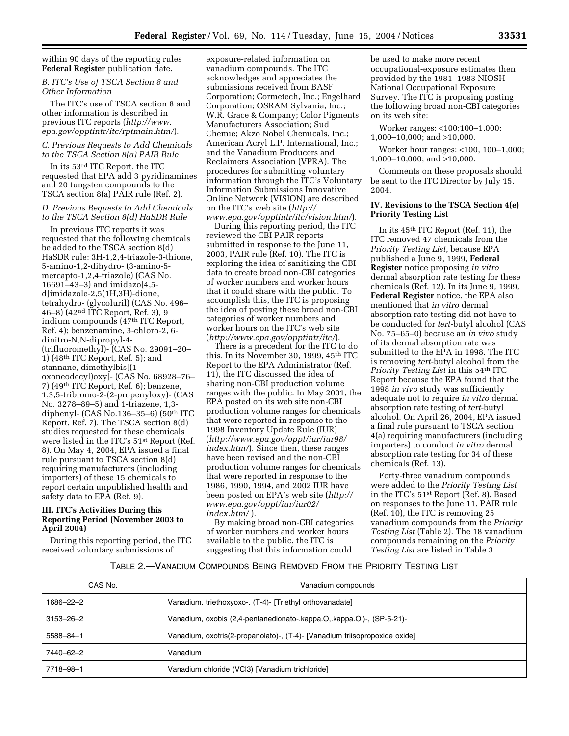within 90 days of the reporting rules **Federal Register** publication date.

### *B. ITC's Use of TSCA Section 8 and Other Information*

The ITC's use of TSCA section 8 and other information is described in previous ITC reports (*http://www.epa.gov/opptintr/itc/rptmain.htm/*).

### *C. Previous Requests to Add Chemicals to the TSCA Section 8(a) PAIR Rule*

In its 53rd ITC Report, the ITC requested that EPA add 3 pyridinamines and 20 tungsten compounds to the TSCA section 8(a) PAIR rule (Ref. 2).

### *D. Previous Requests to Add Chemicals to the TSCA Section 8(d) HaSDR Rule*

In previous ITC reports it was requested that the following chemicals be added to the TSCA section 8(d) HaSDR rule: 3H-1,2,4-triazole-3-thione, 5-amino-1,2-dihydro- (3-amino-5-mercapto-1,2,4-triazole) (CAS No. 16691–43–3) and imidazo[4,5-d]imidazole-2,5(1H,3H)-dione, tetrahydro- (glycoluril) (CAS No. 496–46–8) (42nd ITC Report, Ref. 3), 9 indium compounds (47th ITC Report, Ref. 4); benzenamine, 3-chloro-2, 6-dinitro-N,N-dipropyl-4-(trifluoromethyl)- (CAS No. 29091–20–1) (48th ITC Report, Ref. 5); and stannane, dimethylbis[(1-oxoneodecyl)oxy]- (CAS No. 68928–76–7) (49th ITC Report, Ref. 6); benzene, 1,3,5-tribromo-2-(2-propenyloxy)- (CAS No. 3278–89–5) and 1-triazene, 1,3-diphenyl- (CAS No.136–35–6) (50th ITC Report, Ref. 7). The TSCA section 8(d) studies requested for these chemicals were listed in the ITC's 51st Report (Ref. 8). On May 4, 2004, EPA issued a final rule pursuant to TSCA section 8(d) requiring manufacturers (including importers) of these 15 chemicals to report certain unpublished health and safety data to EPA (Ref. 9).

## III. ITC's Activities During this Reporting Period (November 2003 to April 2004)

During this reporting period, the ITC received voluntary submissions of exposure-related information on vanadium compounds. The ITC acknowledges and appreciates the submissions received from BASF Corporation; Cormetech, Inc.; Engelhard Corporation; OSRAM Sylvania, Inc.; W.R. Grace & Company; Color Pigments Manufacturers Association; Sud Chemie; Akzo Nobel Chemicals, Inc.; American Acryl L.P. International, Inc.; and the Vanadium Producers and Reclaimers Association (VPRA). The procedures for submitting voluntary information through the ITC's Voluntary Information Submissions Innovative Online Network (VISION) are described on the ITC's web site (*http://www.epa.gov/opptintr/itc/vision.htm/*).

During this reporting period, the ITC reviewed the CBI PAIR reports submitted in response to the June 11, 2003, PAIR rule (Ref. 10). The ITC is exploring the idea of sanitizing the CBI data to create broad non-CBI categories of worker numbers and worker hours that it could share with the public. To accomplish this, the ITC is proposing the idea of posting these broad non-CBI categories of worker numbers and worker hours on the ITC's web site (*http://www.epa.gov/opptintr/itc/*).

There is a precedent for the ITC to do this. In its November 30, 1999, 45th ITC Report to the EPA Administrator (Ref. 11), the ITC discussed the idea of sharing non-CBI production volume ranges with the public. In May 2001, the EPA posted on its web site non-CBI production volume ranges for chemicals that were reported in response to the 1998 Inventory Update Rule (IUR) (*http://www.epa.gov/oppt/iur/iur98/index.htm/*). Since then, these ranges have been revised and the non-CBI production volume ranges for chemicals that were reported in response to the 1986, 1990, 1994, and 2002 IUR have been posted on EPA's web site (*http://www.epa.gov/oppt/iur/iur02/index.htm/* ).

By making broad non-CBI categories of worker numbers and worker hours available to the public, the ITC is suggesting that this information could be used to make more recent occupational-exposure estimates then provided by the 1981–1983 NIOSH National Occupational Exposure Survey. The ITC is proposing posting the following broad non-CBI categories on its web site:

Worker ranges: <100;100–1,000; 1,000–10,000; and >10,000.

Worker hour ranges: <100, 100–1,000; 1,000–10,000; and >10,000.

Comments on these proposals should be sent to the ITC Director by July 15, 2004.

## IV. Revisions to the TSCA Section 4(e) Priority Testing List

In its 45th ITC Report (Ref. 11), the ITC removed 47 chemicals from the *Priority Testing List*, because EPA published a June 9, 1999, **Federal Register** notice proposing *in vitro* dermal absorption rate testing for these chemicals (Ref. 12). In its June 9, 1999, **Federal Register** notice, the EPA also mentioned that *in vitro* dermal absorption rate testing did not have to be conducted for *tert*-butyl alcohol (CAS No. 75–65–0) because an *in vivo* study of its dermal absorption rate was submitted to the EPA in 1998. The ITC is removing *tert*-butyl alcohol from the *Priority Testing List* in this 54th ITC Report because the EPA found that the 1998 *in vivo* study was sufficiently adequate not to require *in vitro* dermal absorption rate testing of *tert*-butyl alcohol. On April 26, 2004, EPA issued a final rule pursuant to TSCA section 4(a) requiring manufacturers (including importers) to conduct *in vitro* dermal absorption rate testing for 34 of these chemicals (Ref. 13).

Forty-three vanadium compounds were added to the *Priority Testing List* in the ITC's 51st Report (Ref. 8). Based on responses to the June 11, PAIR rule (Ref. 10), the ITC is removing 25 vanadium compounds from the *Priority Testing List* (Table 2). The 18 vanadium compounds remaining on the *Priority Testing List* are listed in Table 3.

TABLE 2.—VANADIUM COMPOUNDS BEING REMOVED FROM THE PRIORITY TESTING LIST

| CAS No. | Vanadium compounds |
|---|---|
| 1686–22–2 | Vanadium, triethoxyoxo-, (T-4)- [Triethyl orthovanadate] |
| 3153–26–2 | Vanadium, oxobis (2,4-pentanedionato-.kappa.O,.kappa.O')-, (SP-5-21)- |
| 5588–84–1 | Vanadium, oxotris(2-propanolato)-, (T-4)- [Vanadium triisopropoxide oxide] |
| 7440–62–2 | Vanadium |
| 7718–98–1 | Vanadium chloride ($VCl_3$) [Vanadium trichloride] |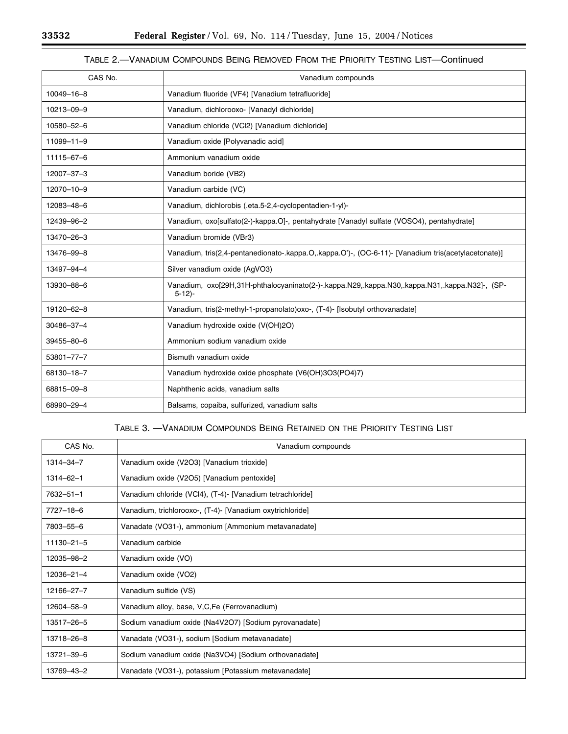TABLE 2.—VANADIUM COMPOUNDS BEING REMOVED FROM THE PRIORITY TESTING LIST—Continued

| CAS No. | Vanadium compounds |
|---|---|
| 10049–16–8 | Vanadium fluoride (VF4) [Vanadium tetrafluoride] |
| 10213–09–9 | Vanadium, dichlorooxo- [Vanadyl dichloride] |
| 10580–52–6 | Vanadium chloride (VCl2) [Vanadium dichloride] |
| 11099–11–9 | Vanadium oxide [Polyvanadic acid] |
| 11115–67–6 | Ammonium vanadium oxide |
| 12007–37–3 | Vanadium boride (VB2) |
| 12070–10–9 | Vanadium carbide (VC) |
| 12083–48–6 | Vanadium, dichlorobis (.eta.5-2,4-cyclopentadien-1-yl)- |
| 12439–96–2 | Vanadium, oxo[sulfato(2-)-kappa.O]-, pentahydrate [Vanadyl sulfate (VOSO4), pentahydrate] |
| 13470–26–3 | Vanadium bromide (VBr3) |
| 13476–99–8 | Vanadium, tris(2,4-pentanedionato-.kappa.O,.kappa.O')-, (OC-6-11)- [Vanadium tris(acetylacetonate)] |
| 13497–94–4 | Silver vanadium oxide (AgVO3) |
| 13930–88–6 | Vanadium, oxo[29H,31H-phthalocyaninato(2-)-.kappa.N29,.kappa.N30,.kappa.N31,.kappa.N32]-, (SP-5-12)- |
| 19120–62–8 | Vanadium, tris(2-methyl-1-propanolato)oxo-, (T-4)- [Isobutyl orthovanadate] |
| 30486–37–4 | Vanadium hydroxide oxide (V(OH)2O) |
| 39455–80–6 | Ammonium sodium vanadium oxide |
| 53801–77–7 | Bismuth vanadium oxide |
| 68130–18–7 | Vanadium hydroxide oxide phosphate (V6(OH)3O3(PO4)7) |
| 68815–09–8 | Naphthenic acids, vanadium salts |
| 68990–29–4 | Balsams, copaiba, sulfurized, vanadium salts |

TABLE 3. —VANADIUM COMPOUNDS BEING RETAINED ON THE PRIORITY TESTING LIST

| CAS No. | Vanadium compounds |
|---|---|
| 1314–34–7 | Vanadium oxide (V2O3) [Vanadium trioxide] |
| 1314–62–1 | Vanadium oxide (V2O5) [Vanadium pentoxide] |
| 7632–51–1 | Vanadium chloride (VCl4), (T-4)- [Vanadium tetrachloride] |
| 7727–18–6 | Vanadium, trichlorooxo-, (T-4)- [Vanadium oxytrichloride] |
| 7803–55–6 | Vanadate (VO31-), ammonium [Ammonium metavanadate] |
| 11130–21–5 | Vanadium carbide |
| 12035–98–2 | Vanadium oxide (VO) |
| 12036–21–4 | Vanadium oxide (VO2) |
| 12166–27–7 | Vanadium sulfide (VS) |
| 12604–58–9 | Vanadium alloy, base, V,C,Fe (Ferrovanadium) |
| 13517–26–5 | Sodium vanadium oxide (Na4V2O7) [Sodium pyrovanadate] |
| 13718–26–8 | Vanadate (VO31-), sodium [Sodium metavanadate] |
| 13721–39–6 | Sodium vanadium oxide (Na3VO4) [Sodium orthovanadate] |
| 13769–43–2 | Vanadate (VO31-), potassium [Potassium metavanadate] |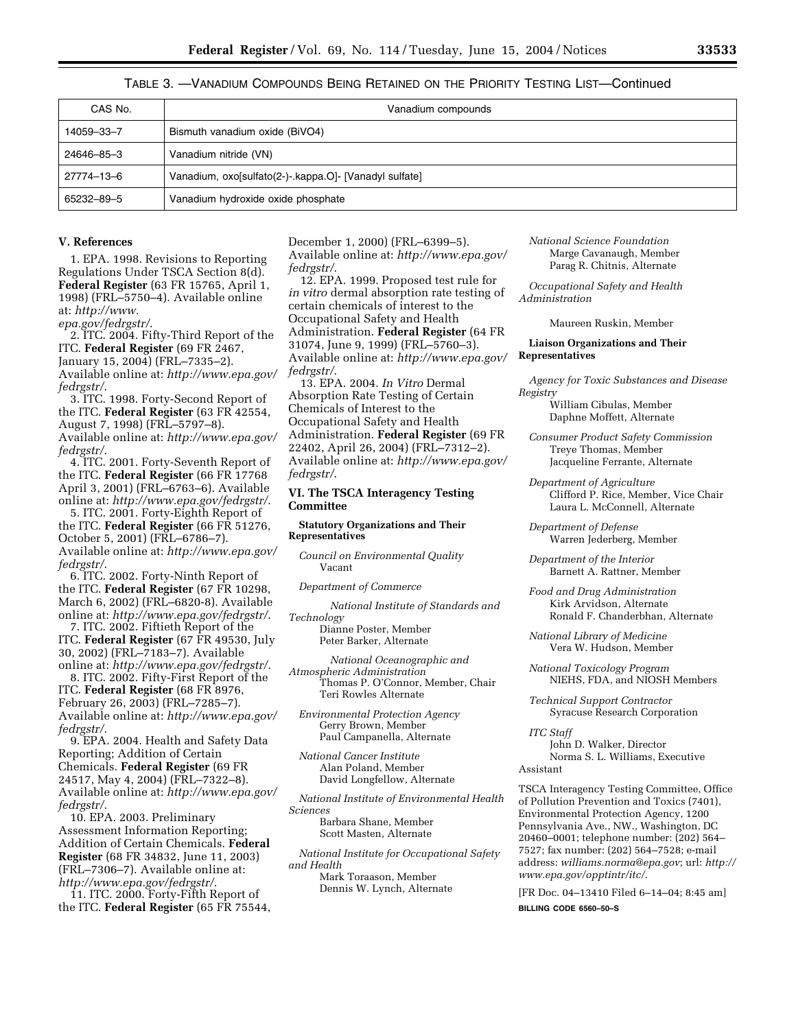TABLE 3. —VANADIUM COMPOUNDS BEING RETAINED ON THE PRIORITY TESTING LIST—Continued

| CAS No. | Vanadium compounds |
|---|---|
| 14059–33–7 | Bismuth vanadium oxide (BiVO4) |
| 24646–85–3 | Vanadium nitride (VN) |
| 27774–13–6 | Vanadium, oxo[sulfato(2-)-.kappa.O]- [Vanadyl sulfate] |
| 65232–89–5 | Vanadium hydroxide oxide phosphate |

## V. References

1. EPA. 1998. Revisions to Reporting Regulations Under TSCA Section 8(d). **Federal Register** (63 FR 15765, April 1, 1998) (FRL–5750–4). Available online at: *http://www.epa.gov/fedrgstr/*.

2. ITC. 2004. Fifty-Third Report of the ITC. **Federal Register** (69 FR 2467, January 15, 2004) (FRL–7335–2). Available online at: *http://www.epa.gov/fedrgstr/*.

3. ITC. 1998. Forty-Second Report of the ITC. **Federal Register** (63 FR 42554, August 7, 1998) (FRL–5797–8). Available online at: *http://www.epa.gov/fedrgstr/*.

4. ITC. 2001. Forty-Seventh Report of the ITC. **Federal Register** (66 FR 17768 April 3, 2001) (FRL–6763–6). Available online at: *http://www.epa.gov/fedrgstr/*.

5. ITC. 2001. Forty-Eighth Report of the ITC. **Federal Register** (66 FR 51276, October 5, 2001) (FRL–6786–7). Available online at: *http://www.epa.gov/fedrgstr/*.

6. ITC. 2002. Forty-Ninth Report of the ITC. **Federal Register** (67 FR 10298, March 6, 2002) (FRL–6820-8). Available online at: *http://www.epa.gov/fedrgstr/*.

7. ITC. 2002. Fiftieth Report of the ITC. **Federal Register** (67 FR 49530, July 30, 2002) (FRL–7183–7). Available online at: *http://www.epa.gov/fedrgstr/*.

8. ITC. 2002. Fifty-First Report of the ITC. **Federal Register** (68 FR 8976, February 26, 2003) (FRL–7285–7). Available online at: *http://www.epa.gov/fedrgstr/*.

9. EPA. 2004. Health and Safety Data Reporting; Addition of Certain Chemicals. **Federal Register** (69 FR 24517, May 4, 2004) (FRL–7322–8). Available online at: *http://www.epa.gov/fedrgstr/*.

10. EPA. 2003. Preliminary Assessment Information Reporting; Addition of Certain Chemicals. **Federal Register** (68 FR 34832, June 11, 2003) (FRL–7306–7). Available online at: *http://www.epa.gov/fedrgstr/*.

11. ITC. 2000. Forty-Fifth Report of the ITC. **Federal Register** (65 FR 75544, December 1, 2000) (FRL–6399–5). Available online at: *http://www.epa.gov/fedrgstr/*.

12. EPA. 1999. Proposed test rule for *in vitro* dermal absorption rate testing of certain chemicals of interest to the Occupational Safety and Health Administration. **Federal Register** (64 FR 31074, June 9, 1999) (FRL–5760–3). Available online at: *http://www.epa.gov/fedrgstr/*.

13. EPA. 2004. *In Vitro* Dermal Absorption Rate Testing of Certain Chemicals of Interest to the Occupational Safety and Health Administration. **Federal Register** (69 FR 22402, April 26, 2004) (FRL–7312–2). Available online at: *http://www.epa.gov/fedrgstr/*.

## VI. The TSCA Interagency Testing Committee

### Statutory Organizations and Their Representatives

*Council on Environmental Quality*
Vacant

*Department of Commerce*

*National Institute of Standards and Technology*
Dianne Poster, Member
Peter Barker, Alternate

*National Oceanographic and Atmospheric Administration*
Thomas P. O'Connor, Member, Chair
Teri Rowles Alternate

*Environmental Protection Agency*
Gerry Brown, Member
Paul Campanella, Alternate

*National Cancer Institute*
Alan Poland, Member
David Longfellow, Alternate

*National Institute of Environmental Health Sciences*
Barbara Shane, Member
Scott Masten, Alternate

*National Institute for Occupational Safety and Health*
Mark Toraason, Member
Dennis W. Lynch, Alternate

*National Science Foundation*
Marge Cavanaugh, Member
Parag R. Chitnis, Alternate

*Occupational Safety and Health Administration*

Maureen Ruskin, Member

### Liaison Organizations and Their Representatives

*Agency for Toxic Substances and Disease Registry*
William Cibulas, Member
Daphne Moffett, Alternate

*Consumer Product Safety Commission*
Treye Thomas, Member
Jacqueline Ferrante, Alternate

*Department of Agriculture*
Clifford P. Rice, Member, Vice Chair
Laura L. McConnell, Alternate

*Department of Defense*
Warren Jederberg, Member

*Department of the Interior*
Barnett A. Rattner, Member

*Food and Drug Administration*
Kirk Arvidson, Alternate
Ronald F. Chanderbhan, Alternate

*National Library of Medicine*
Vera W. Hudson, Member

*National Toxicology Program*
NIEHS, FDA, and NIOSH Members

*Technical Support Contractor*
Syracuse Research Corporation

*ITC Staff*
John D. Walker, Director
Norma S. L. Williams, Executive Assistant

TSCA Interagency Testing Committee, Office of Pollution Prevention and Toxics (7401), Environmental Protection Agency, 1200 Pennsylvania Ave., NW., Washington, DC 20460–0001; telephone number: (202) 564–7527; fax number: (202) 564–7528; e-mail address: *williams.norma@epa.gov*; url: *http://www.epa.gov/opptintr/itc/*.

[FR Doc. 04–13410 Filed 6–14–04; 8:45 am]

**BILLING CODE 6560–50–S**